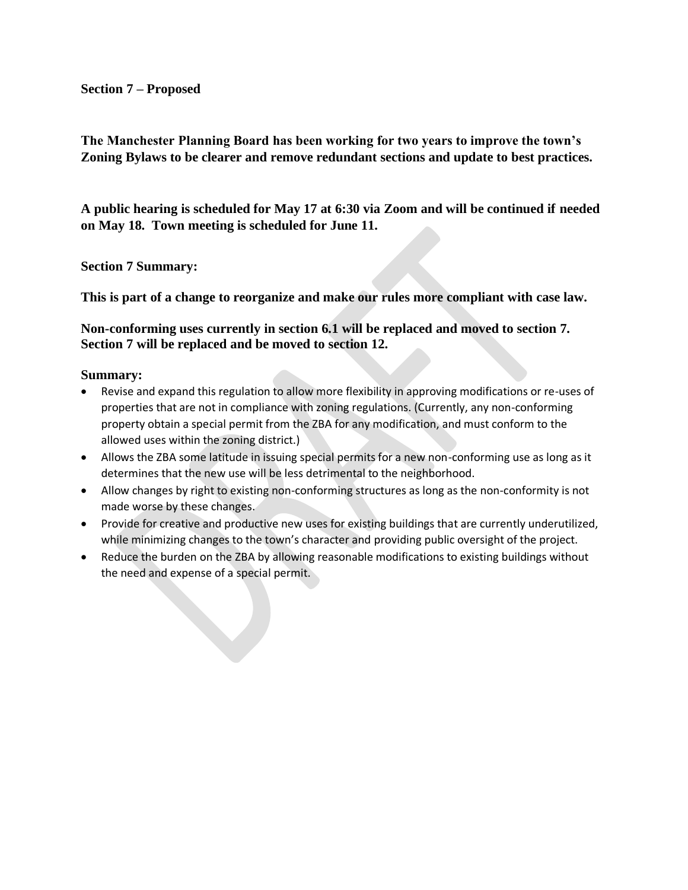**Section 7 – Proposed**

**The Manchester Planning Board has been working for two years to improve the town's Zoning Bylaws to be clearer and remove redundant sections and update to best practices.**

**A public hearing is scheduled for May 17 at 6:30 via Zoom and will be continued if needed on May 18. Town meeting is scheduled for June 11.**

**Section 7 Summary:**

**This is part of a change to reorganize and make our rules more compliant with case law.**

**Non-conforming uses currently in section 6.1 will be replaced and moved to section 7. Section 7 will be replaced and be moved to section 12.**

**Summary:**

- Revise and expand this regulation to allow more flexibility in approving modifications or re-uses of properties that are not in compliance with zoning regulations. (Currently, any non-conforming property obtain a special permit from the ZBA for any modification, and must conform to the allowed uses within the zoning district.)
- Allows the ZBA some latitude in issuing special permits for a new non-conforming use as long as it determines that the new use will be less detrimental to the neighborhood.
- Allow changes by right to existing non-conforming structures as long as the non-conformity is not made worse by these changes.
- Provide for creative and productive new uses for existing buildings that are currently underutilized, while minimizing changes to the town's character and providing public oversight of the project.
- Reduce the burden on the ZBA by allowing reasonable modifications to existing buildings without the need and expense of a special permit.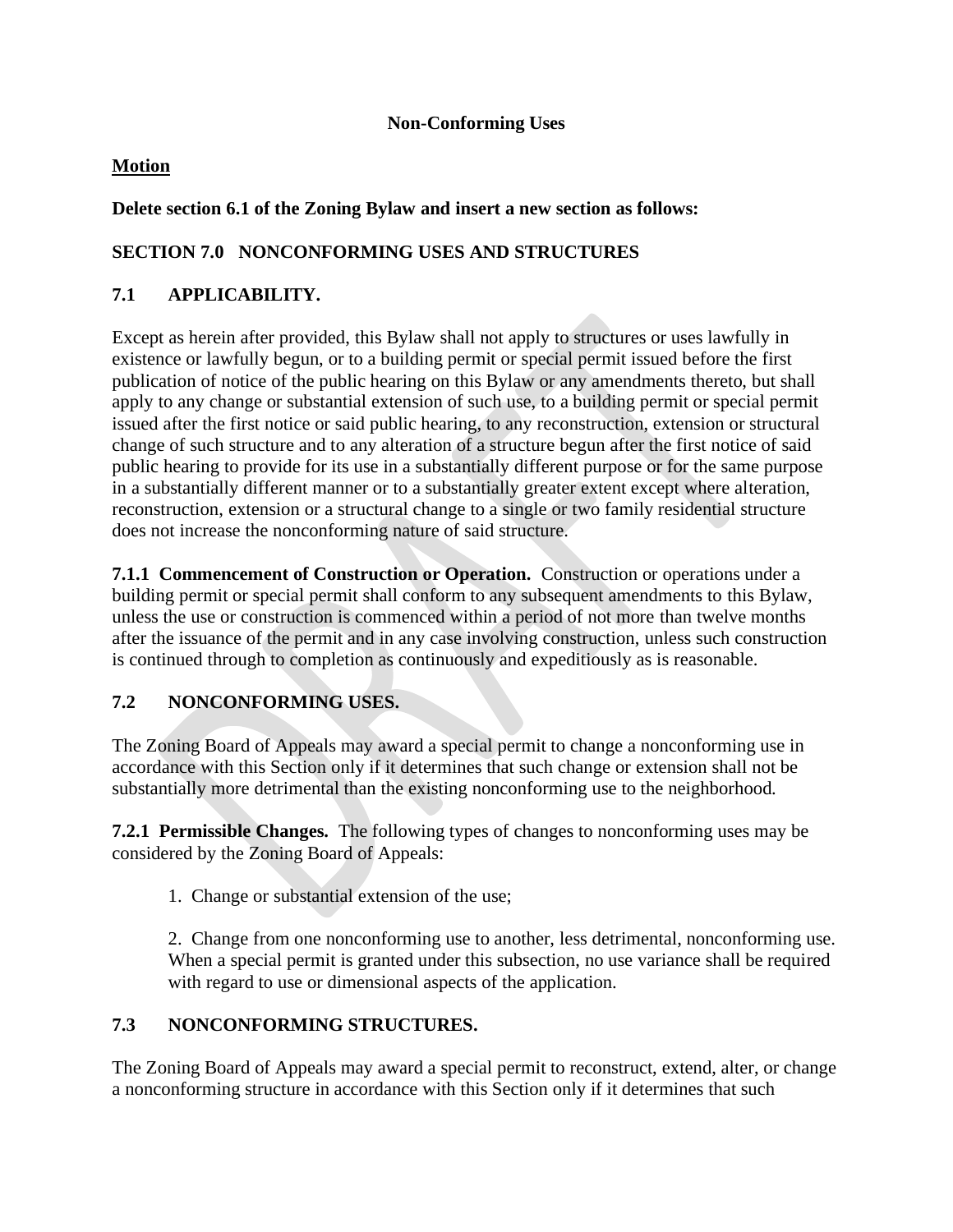**Non-Conforming Uses**

**Motion**

**Delete section 6.1 of the Zoning Bylaw and insert a new section as follows:**

**SECTION 7.0 NONCONFORMING USES AND STRUCTURES**

**7.1 APPLICABILITY.**

Except as herein after provided, this Bylaw shall not apply to structures or uses lawfully in existence or lawfully begun, or to a building permit or special permit issued before the first publication of notice of the public hearing on this Bylaw or any amendments thereto, but shall apply to any change or substantial extension of such use, to a building permit or special permit issued after the first notice or said public hearing, to any reconstruction, extension or structural change of such structure and to any alteration of a structure begun after the first notice of said public hearing to provide for its use in a substantially different purpose or for the same purpose in a substantially different manner or to a substantially greater extent except where alteration, reconstruction, extension or a structural change to a single or two family residential structure does not increase the nonconforming nature of said structure.

**7.1.1 Commencement of Construction or Operation.** Construction or operations under a building permit or special permit shall conform to any subsequent amendments to this Bylaw, unless the use or construction is commenced within a period of not more than twelve months after the issuance of the permit and in any case involving construction, unless such construction is continued through to completion as continuously and expeditiously as is reasonable.

**7.2 NONCONFORMING USES.**

The Zoning Board of Appeals may award a special permit to change a nonconforming use in accordance with this Section only if it determines that such change or extension shall not be substantially more detrimental than the existing nonconforming use to the neighborhood.

**7.2.1 Permissible Changes.** The following types of changes to nonconforming uses may be considered by the Zoning Board of Appeals:

1. Change or substantial extension of the use;

2. Change from one nonconforming use to another, less detrimental, nonconforming use. When a special permit is granted under this subsection, no use variance shall be required with regard to use or dimensional aspects of the application.

**7.3 NONCONFORMING STRUCTURES.**

The Zoning Board of Appeals may award a special permit to reconstruct, extend, alter, or change a nonconforming structure in accordance with this Section only if it determines that such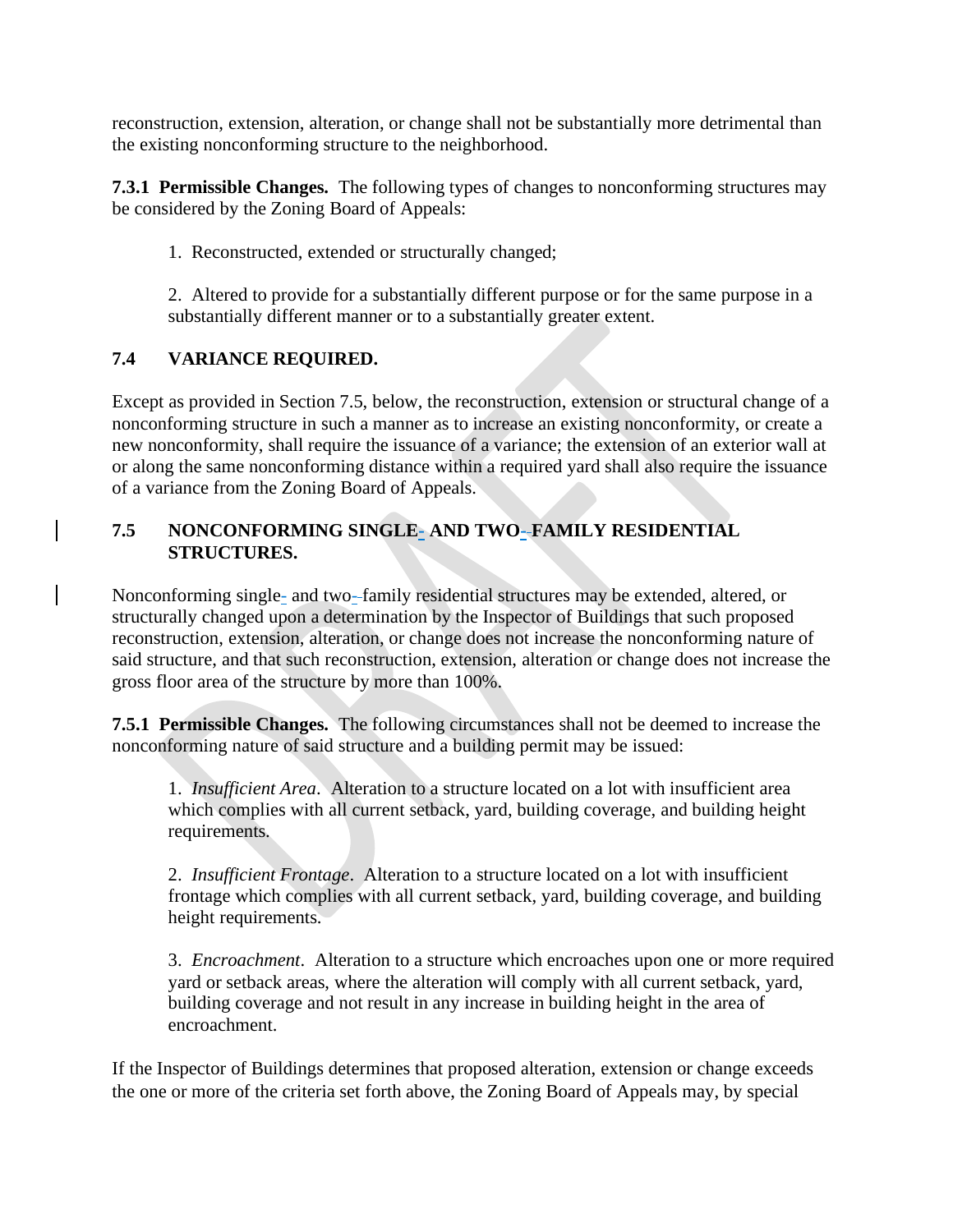reconstruction, extension, alteration, or change shall not be substantially more detrimental than the existing nonconforming structure to the neighborhood.

**7.3.1 Permissible Changes.** The following types of changes to nonconforming structures may be considered by the Zoning Board of Appeals:

1. Reconstructed, extended or structurally changed;

2. Altered to provide for a substantially different purpose or for the same purpose in a substantially different manner or to a substantially greater extent.

## 7.4 VARIANCE REQUIRED.

Except as provided in Section 7.5, below, the reconstruction, extension or structural change of a nonconforming structure in such a manner as to increase an existing nonconformity, or create a new nonconformity, shall require the issuance of a variance; the extension of an exterior wall at or along the same nonconforming distance within a required yard shall also require the issuance of a variance from the Zoning Board of Appeals.

## 7.5 NONCONFORMING SINGLE- AND TWO-FAMILY RESIDENTIAL STRUCTURES.

Nonconforming single- and two-family residential structures may be extended, altered, or structurally changed upon a determination by the Inspector of Buildings that such proposed reconstruction, extension, alteration, or change does not increase the nonconforming nature of said structure, and that such reconstruction, extension, alteration or change does not increase the gross floor area of the structure by more than 100%.

**7.5.1 Permissible Changes.** The following circumstances shall not be deemed to increase the nonconforming nature of said structure and a building permit may be issued:

1. *Insufficient Area*. Alteration to a structure located on a lot with insufficient area which complies with all current setback, yard, building coverage, and building height requirements.

2. *Insufficient Frontage*. Alteration to a structure located on a lot with insufficient frontage which complies with all current setback, yard, building coverage, and building height requirements.

3. *Encroachment*. Alteration to a structure which encroaches upon one or more required yard or setback areas, where the alteration will comply with all current setback, yard, building coverage and not result in any increase in building height in the area of encroachment.

If the Inspector of Buildings determines that proposed alteration, extension or change exceeds the one or more of the criteria set forth above, the Zoning Board of Appeals may, by special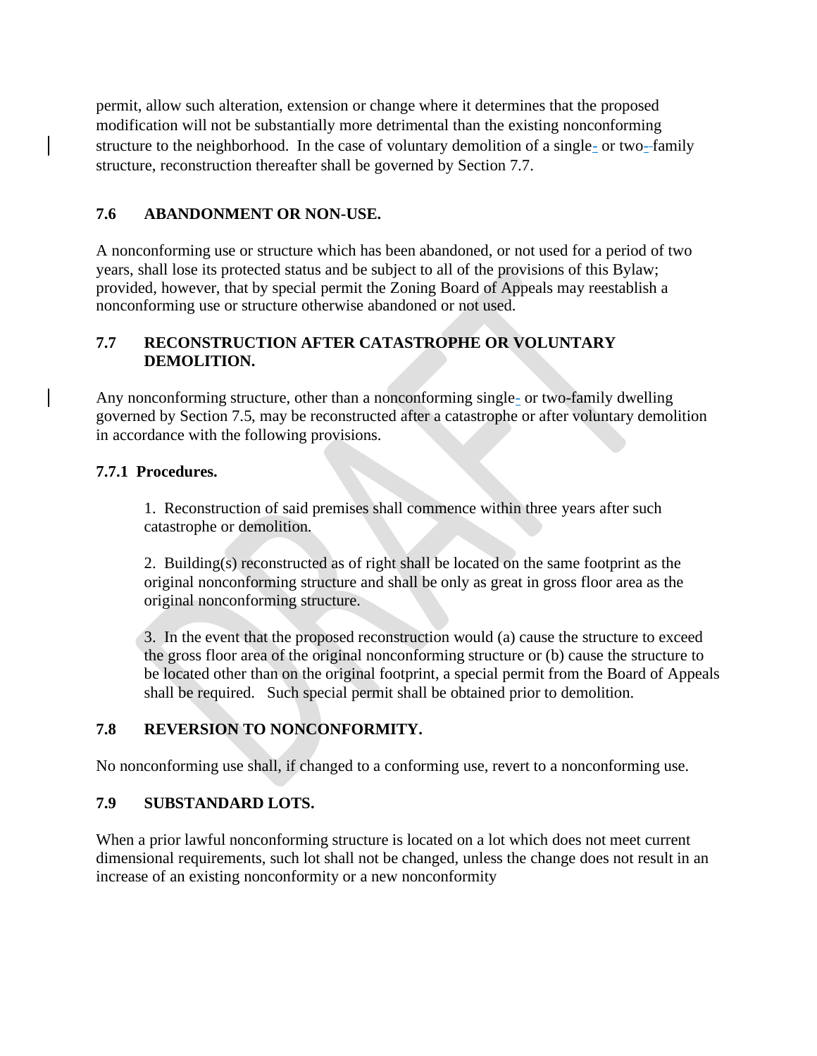permit, allow such alteration, extension or change where it determines that the proposed modification will not be substantially more detrimental than the existing nonconforming structure to the neighborhood. In the case of voluntary demolition of a single- or two-family structure, reconstruction thereafter shall be governed by Section 7.7.

### 7.6 ABANDONMENT OR NON-USE.

A nonconforming use or structure which has been abandoned, or not used for a period of two years, shall lose its protected status and be subject to all of the provisions of this Bylaw; provided, however, that by special permit the Zoning Board of Appeals may reestablish a nonconforming use or structure otherwise abandoned or not used.

### 7.7 RECONSTRUCTION AFTER CATASTROPHE OR VOLUNTARY DEMOLITION.

Any nonconforming structure, other than a nonconforming single- or two-family dwelling governed by Section 7.5, may be reconstructed after a catastrophe or after voluntary demolition in accordance with the following provisions.

#### 7.7.1 Procedures.

1. Reconstruction of said premises shall commence within three years after such catastrophe or demolition.

2. Building(s) reconstructed as of right shall be located on the same footprint as the original nonconforming structure and shall be only as great in gross floor area as the original nonconforming structure.

3. In the event that the proposed reconstruction would (a) cause the structure to exceed the gross floor area of the original nonconforming structure or (b) cause the structure to be located other than on the original footprint, a special permit from the Board of Appeals shall be required. Such special permit shall be obtained prior to demolition.

### 7.8 REVERSION TO NONCONFORMITY.

No nonconforming use shall, if changed to a conforming use, revert to a nonconforming use.

### 7.9 SUBSTANDARD LOTS.

When a prior lawful nonconforming structure is located on a lot which does not meet current dimensional requirements, such lot shall not be changed, unless the change does not result in an increase of an existing nonconformity or a new nonconformity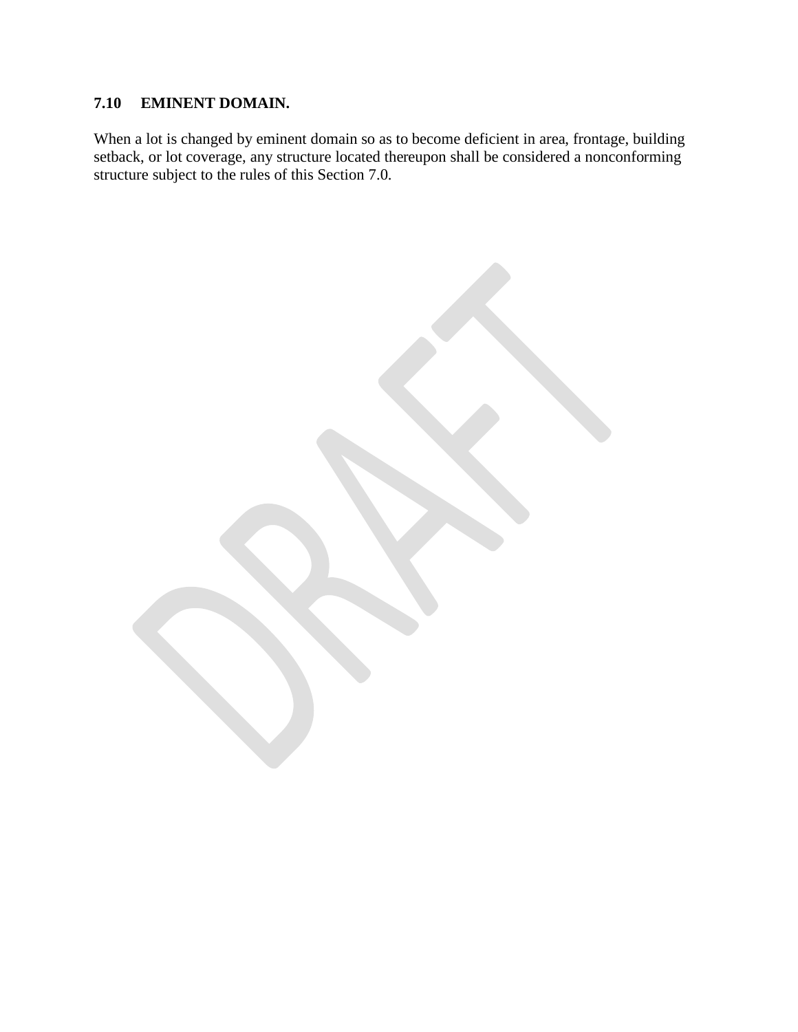### 7.10 EMINENT DOMAIN.

When a lot is changed by eminent domain so as to become deficient in area, frontage, building setback, or lot coverage, any structure located thereupon shall be considered a nonconforming structure subject to the rules of this Section 7.0.